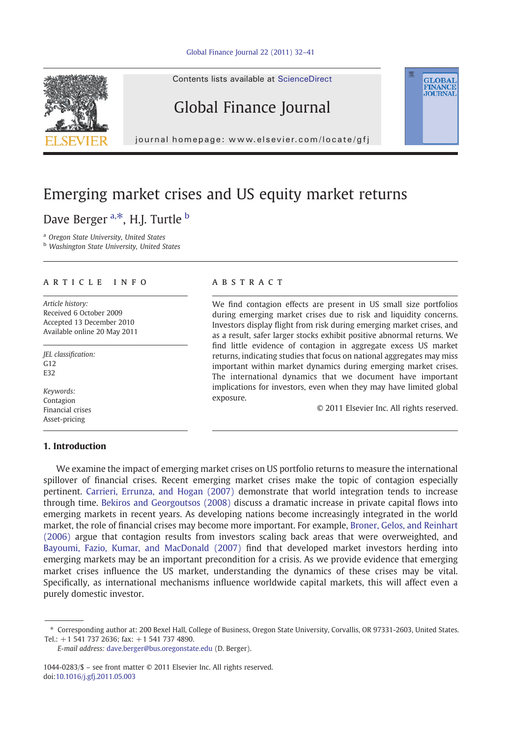# Emerging market crises and US equity market returns

Dave Berger [a,*], H.J. Turtle [b]

[a] Oregon State University, United States
[b] Washington State University, United States

**ARTICLE INFO**

*Article history:*
Received 6 October 2009
Accepted 13 December 2010
Available online 20 May 2011

*JEL classification:*
G12
E32

*Keywords:*
Contagion
Financial crises
Asset-pricing

**ABSTRACT**

We find contagion effects are present in US small size portfolios during emerging market crises due to risk and liquidity concerns. Investors display flight from risk during emerging market crises, and as a result, safer larger stocks exhibit positive abnormal returns. We find little evidence of contagion in aggregate excess US market returns, indicating studies that focus on national aggregates may miss important within market dynamics during emerging market crises. The international dynamics that we document have important implications for investors, even when they may have limited global exposure.

© 2011 Elsevier Inc. All rights reserved.

## 1. Introduction

We examine the impact of emerging market crises on US portfolio returns to measure the international spillover of financial crises. Recent emerging market crises make the topic of contagion especially pertinent. Carrieri, Errunza, and Hogan (2007) demonstrate that world integration tends to increase through time. Bekiros and Georgoutsos (2008) discuss a dramatic increase in private capital flows into emerging markets in recent years. As developing nations become increasingly integrated in the world market, the role of financial crises may become more important. For example, Broner, Gelos, and Reinhart (2006) argue that contagion results from investors scaling back areas that were overweighted, and Bayoumi, Fazio, Kumar, and MacDonald (2007) find that developed market investors herding into emerging markets may be an important precondition for a crisis. As we provide evidence that emerging market crises influence the US market, understanding the dynamics of these crises may be vital. Specifically, as international mechanisms influence worldwide capital markets, this will affect even a purely domestic investor.

* Corresponding author at: 200 Bexel Hall, College of Business, Oregon State University, Corvallis, OR 97331-2603, United States. Tel.: +1 541 737 2636; fax: +1 541 737 4890.
*E-mail address:* dave.berger@bus.oregonstate.edu (D. Berger).

1044-0283/$ – see front matter © 2011 Elsevier Inc. All rights reserved.
doi:10.1016/j.gfj.2011.05.003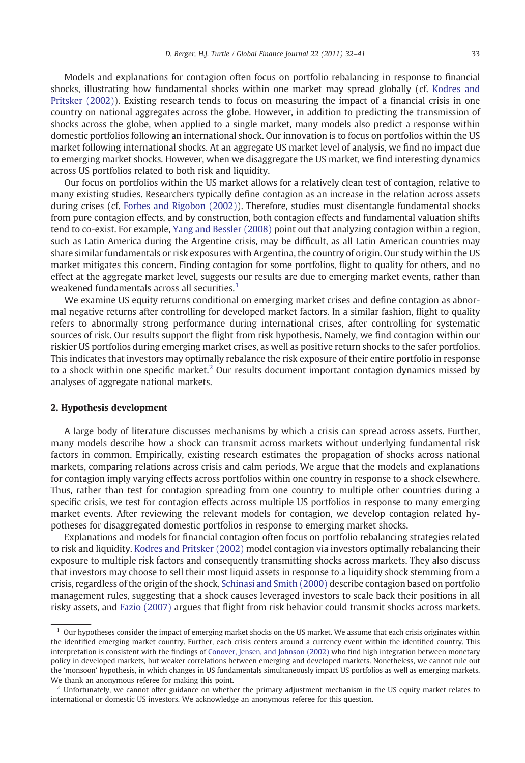Models and explanations for contagion often focus on portfolio rebalancing in response to financial shocks, illustrating how fundamental shocks within one market may spread globally (cf. Kodres and Pritsker (2002)). Existing research tends to focus on measuring the impact of a financial crisis in one country on national aggregates across the globe. However, in addition to predicting the transmission of shocks across the globe, when applied to a single market, many models also predict a response within domestic portfolios following an international shock. Our innovation is to focus on portfolios within the US market following international shocks. At an aggregate US market level of analysis, we find no impact due to emerging market shocks. However, when we disaggregate the US market, we find interesting dynamics across US portfolios related to both risk and liquidity.

Our focus on portfolios within the US market allows for a relatively clean test of contagion, relative to many existing studies. Researchers typically define contagion as an increase in the relation across assets during crises (cf. Forbes and Rigobon (2002)). Therefore, studies must disentangle fundamental shocks from pure contagion effects, and by construction, both contagion effects and fundamental valuation shifts tend to co-exist. For example, Yang and Bessler (2008) point out that analyzing contagion within a region, such as Latin America during the Argentine crisis, may be difficult, as all Latin American countries may share similar fundamentals or risk exposures with Argentina, the country of origin. Our study within the US market mitigates this concern. Finding contagion for some portfolios, flight to quality for others, and no effect at the aggregate market level, suggests our results are due to emerging market events, rather than weakened fundamentals across all securities.[1]

We examine US equity returns conditional on emerging market crises and define contagion as abnormal negative returns after controlling for developed market factors. In a similar fashion, flight to quality refers to abnormally strong performance during international crises, after controlling for systematic sources of risk. Our results support the flight from risk hypothesis. Namely, we find contagion within our riskier US portfolios during emerging market crises, as well as positive return shocks to the safer portfolios. This indicates that investors may optimally rebalance the risk exposure of their entire portfolio in response to a shock within one specific market.[2] Our results document important contagion dynamics missed by analyses of aggregate national markets.

## 2. Hypothesis development

A large body of literature discusses mechanisms by which a crisis can spread across assets. Further, many models describe how a shock can transmit across markets without underlying fundamental risk factors in common. Empirically, existing research estimates the propagation of shocks across national markets, comparing relations across crisis and calm periods. We argue that the models and explanations for contagion imply varying effects across portfolios within one country in response to a shock elsewhere. Thus, rather than test for contagion spreading from one country to multiple other countries during a specific crisis, we test for contagion effects across multiple US portfolios in response to many emerging market events. After reviewing the relevant models for contagion, we develop contagion related hypotheses for disaggregated domestic portfolios in response to emerging market shocks.

Explanations and models for financial contagion often focus on portfolio rebalancing strategies related to risk and liquidity. Kodres and Pritsker (2002) model contagion via investors optimally rebalancing their exposure to multiple risk factors and consequently transmitting shocks across markets. They also discuss that investors may choose to sell their most liquid assets in response to a liquidity shock stemming from a crisis, regardless of the origin of the shock. Schinasi and Smith (2000) describe contagion based on portfolio management rules, suggesting that a shock causes leveraged investors to scale back their positions in all risky assets, and Fazio (2007) argues that flight from risk behavior could transmit shocks across markets.

---

[1] Our hypotheses consider the impact of emerging market shocks on the US market. We assume that each crisis originates within the identified emerging market country. Further, each crisis centers around a currency event within the identified country. This interpretation is consistent with the findings of Conover, Jensen, and Johnson (2002) who find high integration between monetary policy in developed markets, but weaker correlations between emerging and developed markets. Nonetheless, we cannot rule out the 'monsoon' hypothesis, in which changes in US fundamentals simultaneously impact US portfolios as well as emerging markets. We thank an anonymous referee for making this point.

[2] Unfortunately, we cannot offer guidance on whether the primary adjustment mechanism in the US equity market relates to international or domestic US investors. We acknowledge an anonymous referee for this question.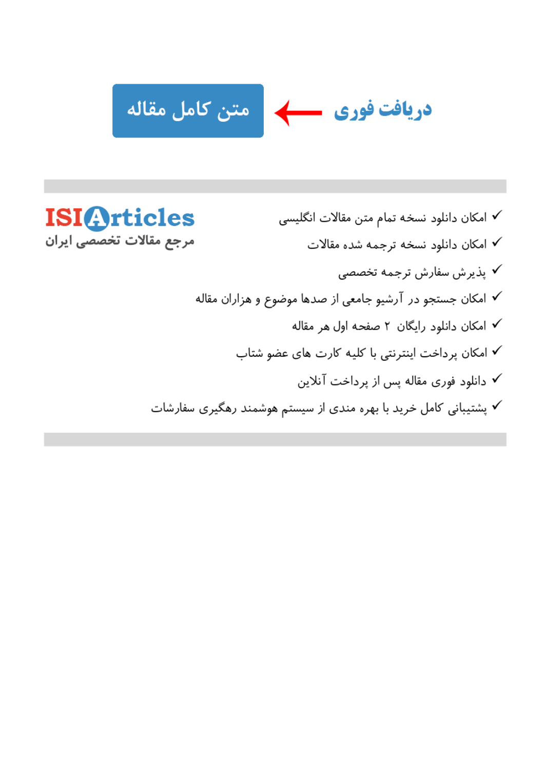دریافت فوری ← متن کامل مقاله

**ISIArticles**
مرجع مقالات تخصصی ایران

- ✓ امکان دانلود نسخه تمام متن مقالات انگلیسی
- ✓ امکان دانلود نسخه ترجمه شده مقالات
- ✓ پذیرش سفارش ترجمه تخصصی
- ✓ امکان جستجو در آرشیو جامعی از صدها موضوع و هزاران مقاله
- ✓ امکان دانلود رایگان ۲ صفحه اول هر مقاله
- ✓ امکان پرداخت اینترنتی با کلیه کارت های عضو شتاب
- ✓ دانلود فوری مقاله پس از پرداخت آنلاین
- ✓ پشتیبانی کامل خرید با بهره مندی از سیستم هوشمند رهگیری سفارشات